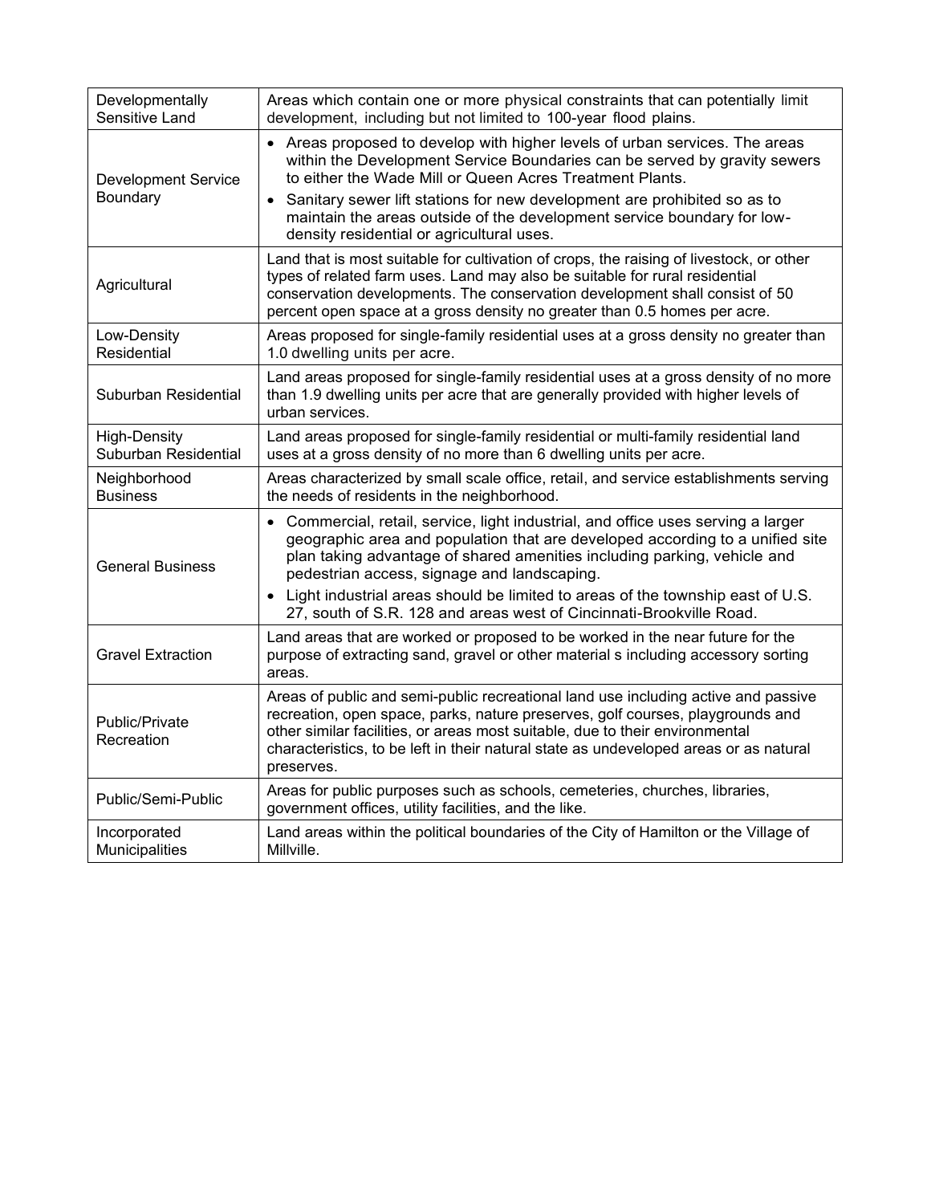| | |
|---|---|
| Developmentally Sensitive Land | Areas which contain one or more physical constraints that can potentially limit development, including but not limited to 100-year flood plains. |
| Development Service Boundary | • Areas proposed to develop with higher levels of urban services. The areas within the Development Service Boundaries can be served by gravity sewers to either the Wade Mill or Queen Acres Treatment Plants.<br>• Sanitary sewer lift stations for new development are prohibited so as to maintain the areas outside of the development service boundary for low-density residential or agricultural uses. |
| Agricultural | Land that is most suitable for cultivation of crops, the raising of livestock, or other types of related farm uses. Land may also be suitable for rural residential conservation developments. The conservation development shall consist of 50 percent open space at a gross density no greater than 0.5 homes per acre. |
| Low-Density Residential | Areas proposed for single-family residential uses at a gross density no greater than 1.0 dwelling units per acre. |
| Suburban Residential | Land areas proposed for single-family residential uses at a gross density of no more than 1.9 dwelling units per acre that are generally provided with higher levels of urban services. |
| High-Density Suburban Residential | Land areas proposed for single-family residential or multi-family residential land uses at a gross density of no more than 6 dwelling units per acre. |
| Neighborhood Business | Areas characterized by small scale office, retail, and service establishments serving the needs of residents in the neighborhood. |
| General Business | • Commercial, retail, service, light industrial, and office uses serving a larger geographic area and population that are developed according to a unified site plan taking advantage of shared amenities including parking, vehicle and pedestrian access, signage and landscaping.<br>• Light industrial areas should be limited to areas of the township east of U.S. 27, south of S.R. 128 and areas west of Cincinnati-Brookville Road. |
| Gravel Extraction | Land areas that are worked or proposed to be worked in the near future for the purpose of extracting sand, gravel or other material s including accessory sorting areas. |
| Public/Private Recreation | Areas of public and semi-public recreational land use including active and passive recreation, open space, parks, nature preserves, golf courses, playgrounds and other similar facilities, or areas most suitable, due to their environmental characteristics, to be left in their natural state as undeveloped areas or as natural preserves. |
| Public/Semi-Public | Areas for public purposes such as schools, cemeteries, churches, libraries, government offices, utility facilities, and the like. |
| Incorporated Municipalities | Land areas within the political boundaries of the City of Hamilton or the Village of Millville. |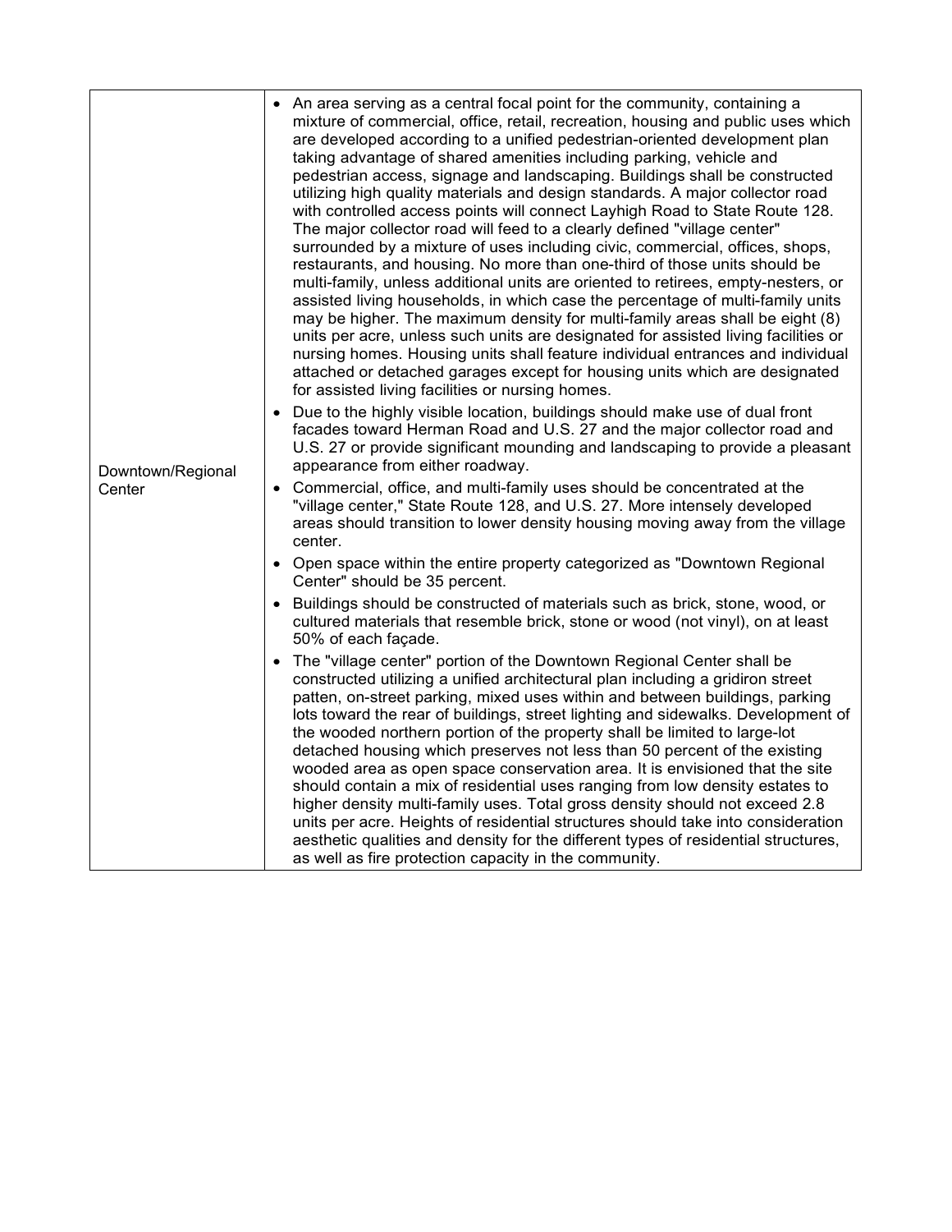| | |
|---|---|
| Downtown/Regional Center | • An area serving as a central focal point for the community, containing a mixture of commercial, office, retail, recreation, housing and public uses which are developed according to a unified pedestrian-oriented development plan taking advantage of shared amenities including parking, vehicle and pedestrian access, signage and landscaping. Buildings shall be constructed utilizing high quality materials and design standards. A major collector road with controlled access points will connect Layhigh Road to State Route 128. The major collector road will feed to a clearly defined "village center" surrounded by a mixture of uses including civic, commercial, offices, shops, restaurants, and housing. No more than one-third of those units should be multi-family, unless additional units are oriented to retirees, empty-nesters, or assisted living households, in which case the percentage of multi-family units may be higher. The maximum density for multi-family areas shall be eight (8) units per acre, unless such units are designated for assisted living facilities or nursing homes. Housing units shall feature individual entrances and individual attached or detached garages except for housing units which are designated for assisted living facilities or nursing homes.<br>• Due to the highly visible location, buildings should make use of dual front facades toward Herman Road and U.S. 27 and the major collector road and U.S. 27 or provide significant mounding and landscaping to provide a pleasant appearance from either roadway.<br>• Commercial, office, and multi-family uses should be concentrated at the "village center," State Route 128, and U.S. 27. More intensely developed areas should transition to lower density housing moving away from the village center.<br>• Open space within the entire property categorized as "Downtown Regional Center" should be 35 percent.<br>• Buildings should be constructed of materials such as brick, stone, wood, or cultured materials that resemble brick, stone or wood (not vinyl), on at least 50% of each façade.<br>• The "village center" portion of the Downtown Regional Center shall be constructed utilizing a unified architectural plan including a gridiron street patten, on-street parking, mixed uses within and between buildings, parking lots toward the rear of buildings, street lighting and sidewalks. Development of the wooded northern portion of the property shall be limited to large-lot detached housing which preserves not less than 50 percent of the existing wooded area as open space conservation area. It is envisioned that the site should contain a mix of residential uses ranging from low density estates to higher density multi-family uses. Total gross density should not exceed 2.8 units per acre. Heights of residential structures should take into consideration aesthetic qualities and density for the different types of residential structures, as well as fire protection capacity in the community. |